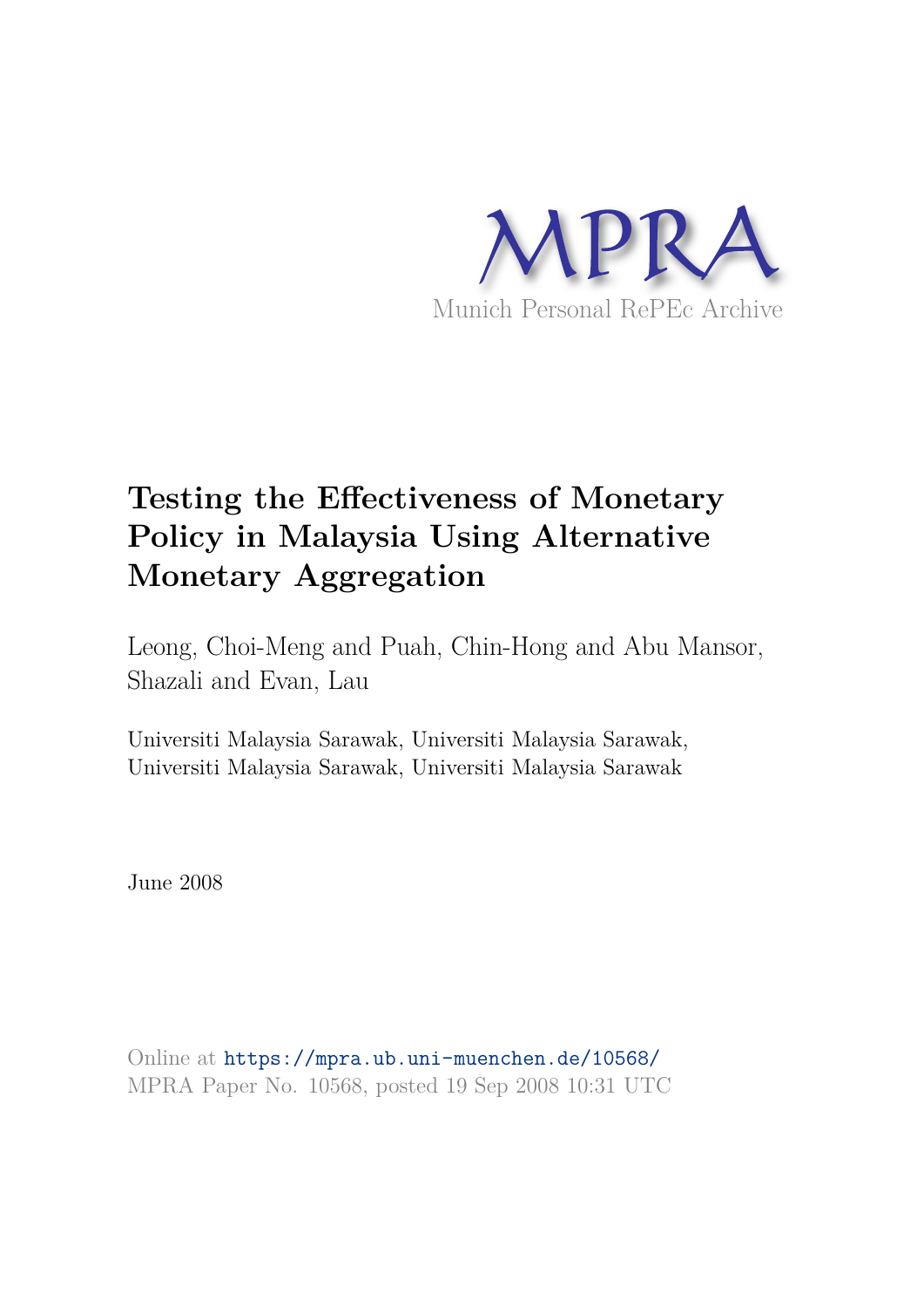MPRA

Munich Personal RePEc Archive

# Testing the Effectiveness of Monetary Policy in Malaysia Using Alternative Monetary Aggregation

Leong, Choi-Meng and Puah, Chin-Hong and Abu Mansor, Shazali and Evan, Lau

Universiti Malaysia Sarawak, Universiti Malaysia Sarawak, Universiti Malaysia Sarawak, Universiti Malaysia Sarawak

June 2008

Online at https://mpra.ub.uni-muenchen.de/10568/
MPRA Paper No. 10568, posted 19 Sep 2008 10:31 UTC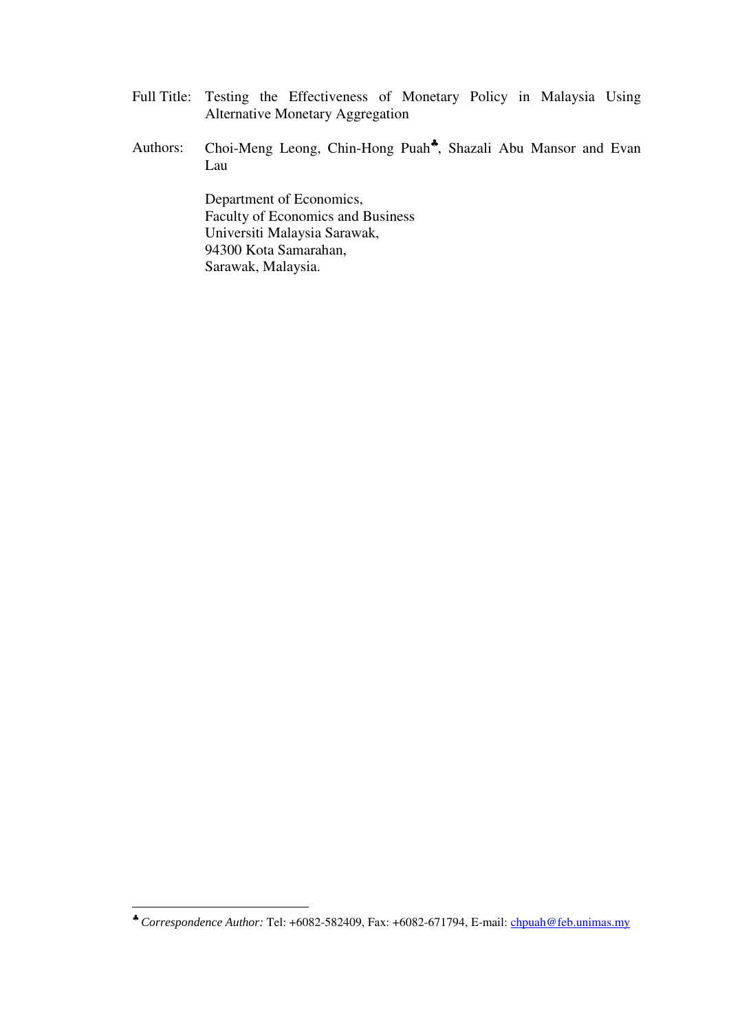Full Title: Testing the Effectiveness of Monetary Policy in Malaysia Using Alternative Monetary Aggregation

Authors: Choi-Meng Leong, Chin-Hong Puah[♣], Shazali Abu Mansor and Evan Lau

Department of Economics,
Faculty of Economics and Business
Universiti Malaysia Sarawak,
94300 Kota Samarahan,
Sarawak, Malaysia.

---

[♣] *Correspondence Author:* Tel: +6082-582409, Fax: +6082-671794, E-mail: chpuah@feb.unimas.my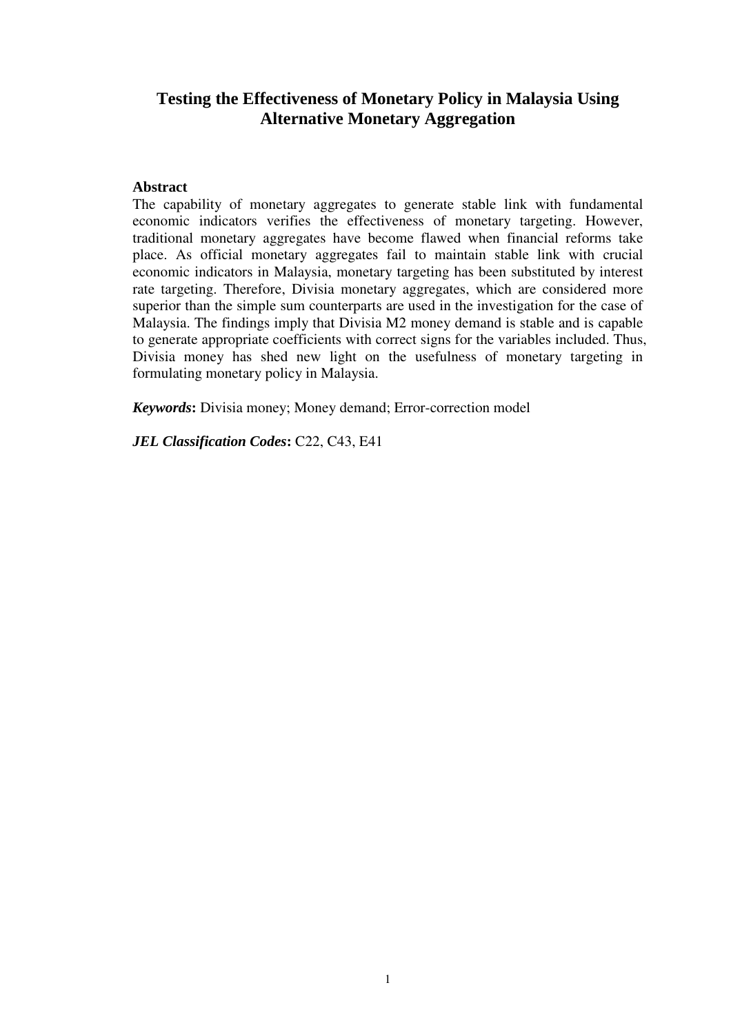# Testing the Effectiveness of Monetary Policy in Malaysia Using Alternative Monetary Aggregation

**Abstract**

The capability of monetary aggregates to generate stable link with fundamental economic indicators verifies the effectiveness of monetary targeting. However, traditional monetary aggregates have become flawed when financial reforms take place. As official monetary aggregates fail to maintain stable link with crucial economic indicators in Malaysia, monetary targeting has been substituted by interest rate targeting. Therefore, Divisia monetary aggregates, which are considered more superior than the simple sum counterparts are used in the investigation for the case of Malaysia. The findings imply that Divisia M2 money demand is stable and is capable to generate appropriate coefficients with correct signs for the variables included. Thus, Divisia money has shed new light on the usefulness of monetary targeting in formulating monetary policy in Malaysia.

***Keywords*:** Divisia money; Money demand; Error-correction model

***JEL Classification Codes*:** C22, C43, E41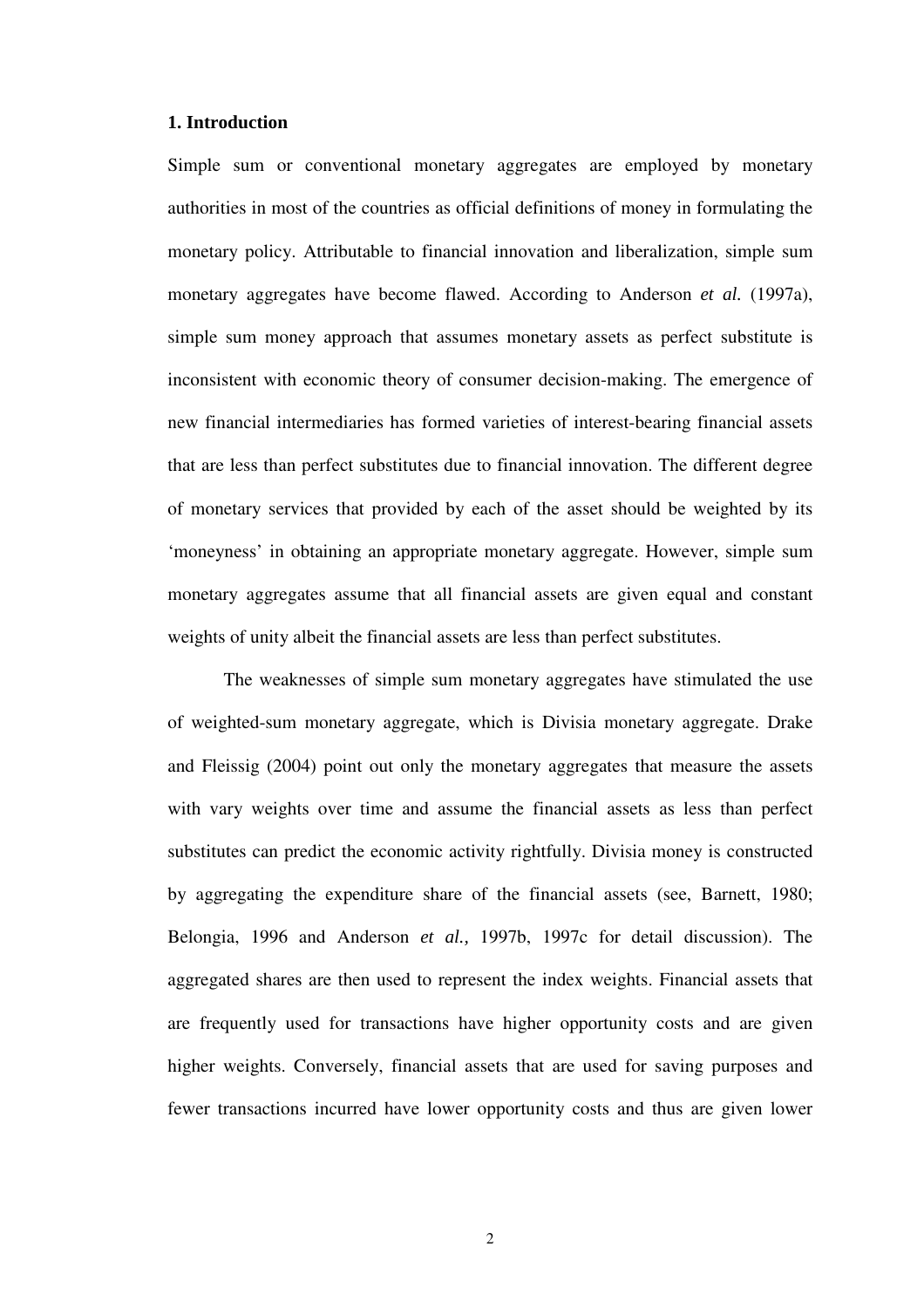### 1. Introduction

Simple sum or conventional monetary aggregates are employed by monetary authorities in most of the countries as official definitions of money in formulating the monetary policy. Attributable to financial innovation and liberalization, simple sum monetary aggregates have become flawed. According to Anderson *et al.* (1997a), simple sum money approach that assumes monetary assets as perfect substitute is inconsistent with economic theory of consumer decision-making. The emergence of new financial intermediaries has formed varieties of interest-bearing financial assets that are less than perfect substitutes due to financial innovation. The different degree of monetary services that provided by each of the asset should be weighted by its 'moneyness' in obtaining an appropriate monetary aggregate. However, simple sum monetary aggregates assume that all financial assets are given equal and constant weights of unity albeit the financial assets are less than perfect substitutes.

The weaknesses of simple sum monetary aggregates have stimulated the use of weighted-sum monetary aggregate, which is Divisia monetary aggregate. Drake and Fleissig (2004) point out only the monetary aggregates that measure the assets with vary weights over time and assume the financial assets as less than perfect substitutes can predict the economic activity rightfully. Divisia money is constructed by aggregating the expenditure share of the financial assets (see, Barnett, 1980; Belongia, 1996 and Anderson *et al.,* 1997b, 1997c for detail discussion). The aggregated shares are then used to represent the index weights. Financial assets that are frequently used for transactions have higher opportunity costs and are given higher weights. Conversely, financial assets that are used for saving purposes and fewer transactions incurred have lower opportunity costs and thus are given lower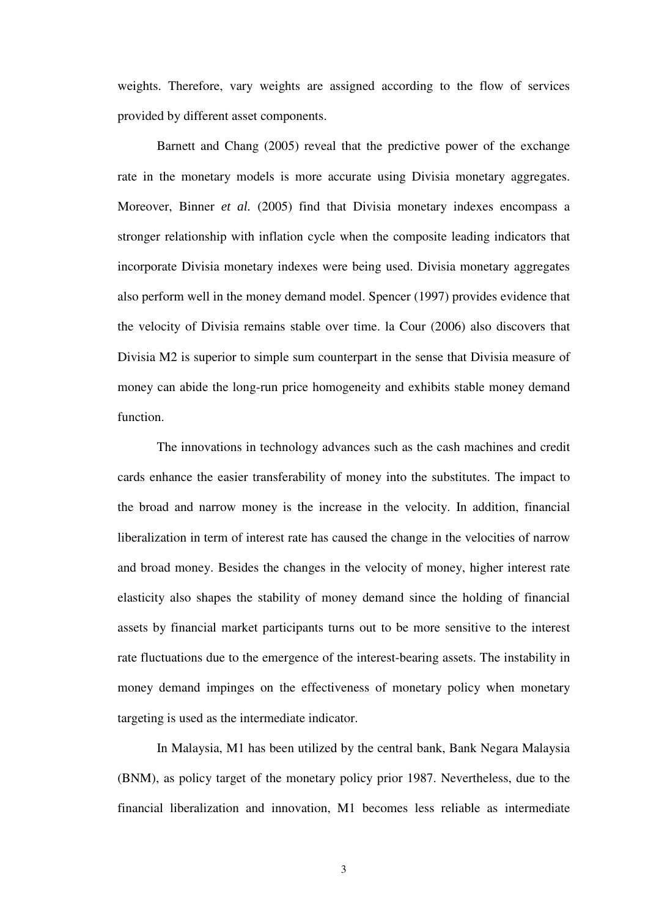weights. Therefore, vary weights are assigned according to the flow of services provided by different asset components.

Barnett and Chang (2005) reveal that the predictive power of the exchange rate in the monetary models is more accurate using Divisia monetary aggregates. Moreover, Binner *et al.* (2005) find that Divisia monetary indexes encompass a stronger relationship with inflation cycle when the composite leading indicators that incorporate Divisia monetary indexes were being used. Divisia monetary aggregates also perform well in the money demand model. Spencer (1997) provides evidence that the velocity of Divisia remains stable over time. la Cour (2006) also discovers that Divisia M2 is superior to simple sum counterpart in the sense that Divisia measure of money can abide the long-run price homogeneity and exhibits stable money demand function.

The innovations in technology advances such as the cash machines and credit cards enhance the easier transferability of money into the substitutes. The impact to the broad and narrow money is the increase in the velocity. In addition, financial liberalization in term of interest rate has caused the change in the velocities of narrow and broad money. Besides the changes in the velocity of money, higher interest rate elasticity also shapes the stability of money demand since the holding of financial assets by financial market participants turns out to be more sensitive to the interest rate fluctuations due to the emergence of the interest-bearing assets. The instability in money demand impinges on the effectiveness of monetary policy when monetary targeting is used as the intermediate indicator.

In Malaysia, M1 has been utilized by the central bank, Bank Negara Malaysia (BNM), as policy target of the monetary policy prior 1987. Nevertheless, due to the financial liberalization and innovation, M1 becomes less reliable as intermediate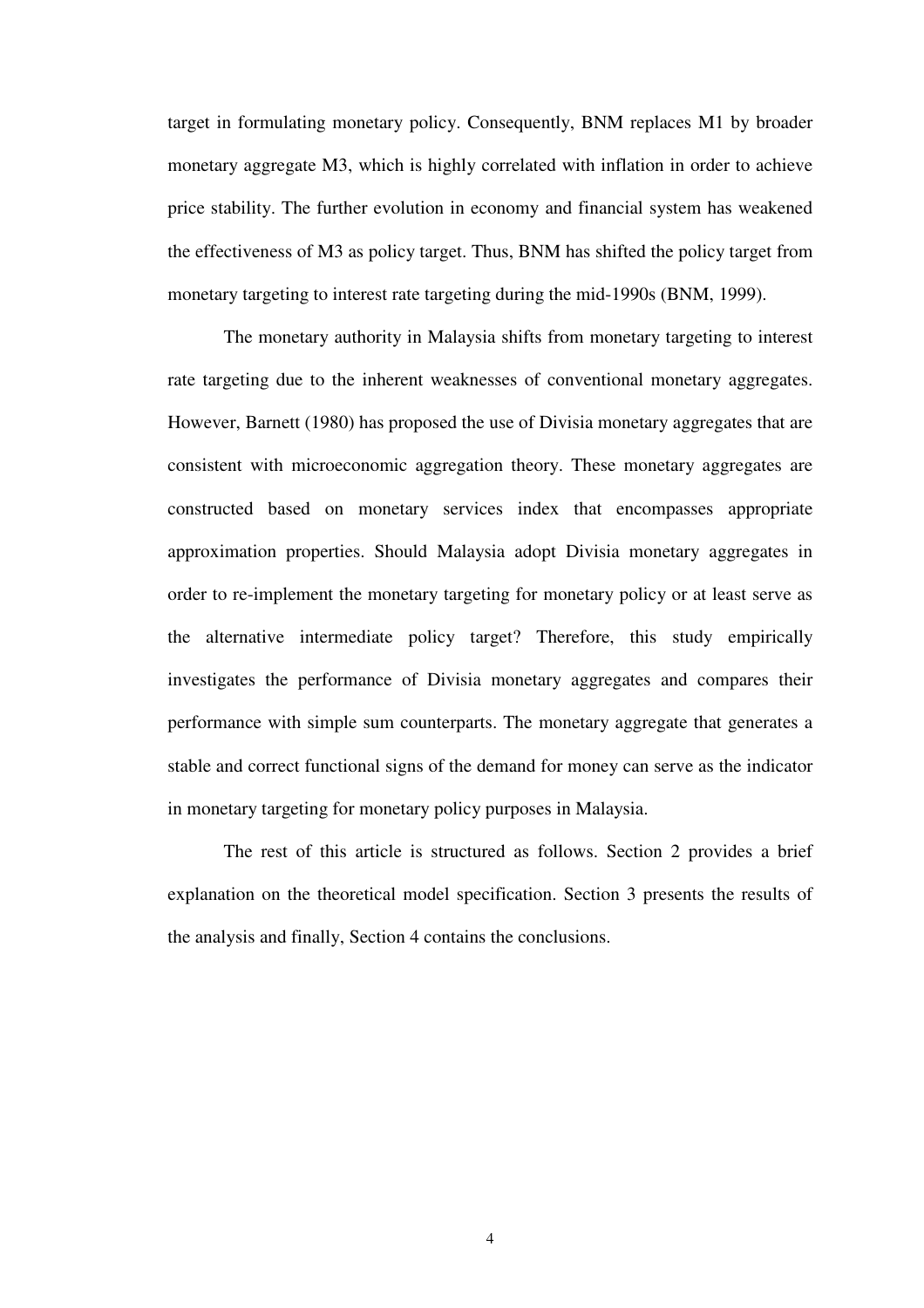target in formulating monetary policy. Consequently, BNM replaces M1 by broader monetary aggregate M3, which is highly correlated with inflation in order to achieve price stability. The further evolution in economy and financial system has weakened the effectiveness of M3 as policy target. Thus, BNM has shifted the policy target from monetary targeting to interest rate targeting during the mid-1990s (BNM, 1999).

The monetary authority in Malaysia shifts from monetary targeting to interest rate targeting due to the inherent weaknesses of conventional monetary aggregates. However, Barnett (1980) has proposed the use of Divisia monetary aggregates that are consistent with microeconomic aggregation theory. These monetary aggregates are constructed based on monetary services index that encompasses appropriate approximation properties. Should Malaysia adopt Divisia monetary aggregates in order to re-implement the monetary targeting for monetary policy or at least serve as the alternative intermediate policy target? Therefore, this study empirically investigates the performance of Divisia monetary aggregates and compares their performance with simple sum counterparts. The monetary aggregate that generates a stable and correct functional signs of the demand for money can serve as the indicator in monetary targeting for monetary policy purposes in Malaysia.

The rest of this article is structured as follows. Section 2 provides a brief explanation on the theoretical model specification. Section 3 presents the results of the analysis and finally, Section 4 contains the conclusions.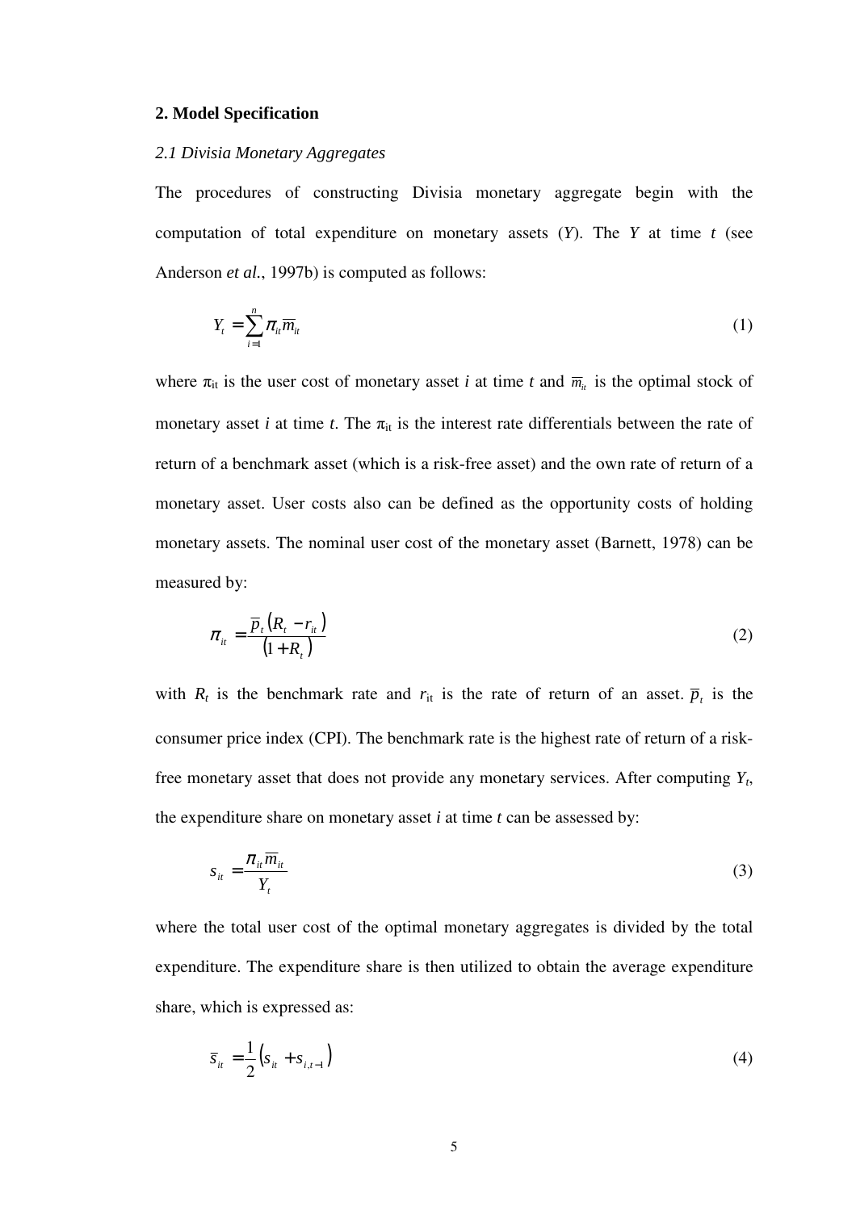## 2. Model Specification

### *2.1 Divisia Monetary Aggregates*

The procedures of constructing Divisia monetary aggregate begin with the computation of total expenditure on monetary assets ($Y$). The $Y$ at time $t$ (see Anderson *et al.*, 1997b) is computed as follows:

$$Y_t = \sum_{i=1}^{n} \pi_{it} \overline{m}_{it} \tag{1}$$

where $\pi_{it}$ is the user cost of monetary asset $i$ at time $t$ and $\overline{m}_{it}$ is the optimal stock of monetary asset $i$ at time $t$. The $\pi_{it}$ is the interest rate differentials between the rate of return of a benchmark asset (which is a risk-free asset) and the own rate of return of a monetary asset. User costs also can be defined as the opportunity costs of holding monetary assets. The nominal user cost of the monetary asset (Barnett, 1978) can be measured by:

$$\pi_{it} = \frac{\overline{p}_t \left( R_t - r_{it} \right)}{\left( 1 + R_t \right)} \tag{2}$$

with $R_t$ is the benchmark rate and $r_{it}$ is the rate of return of an asset. $\overline{p}_t$ is the consumer price index (CPI). The benchmark rate is the highest rate of return of a risk-free monetary asset that does not provide any monetary services. After computing $Y_t$, the expenditure share on monetary asset $i$ at time $t$ can be assessed by:

$$s_{it} = \frac{\pi_{it} \overline{m}_{it}}{Y_t} \tag{3}$$

where the total user cost of the optimal monetary aggregates is divided by the total expenditure. The expenditure share is then utilized to obtain the average expenditure share, which is expressed as:

$$\overline{s}_{it} = \frac{1}{2} \left( s_{it} + s_{i,t-1} \right) \tag{4}$$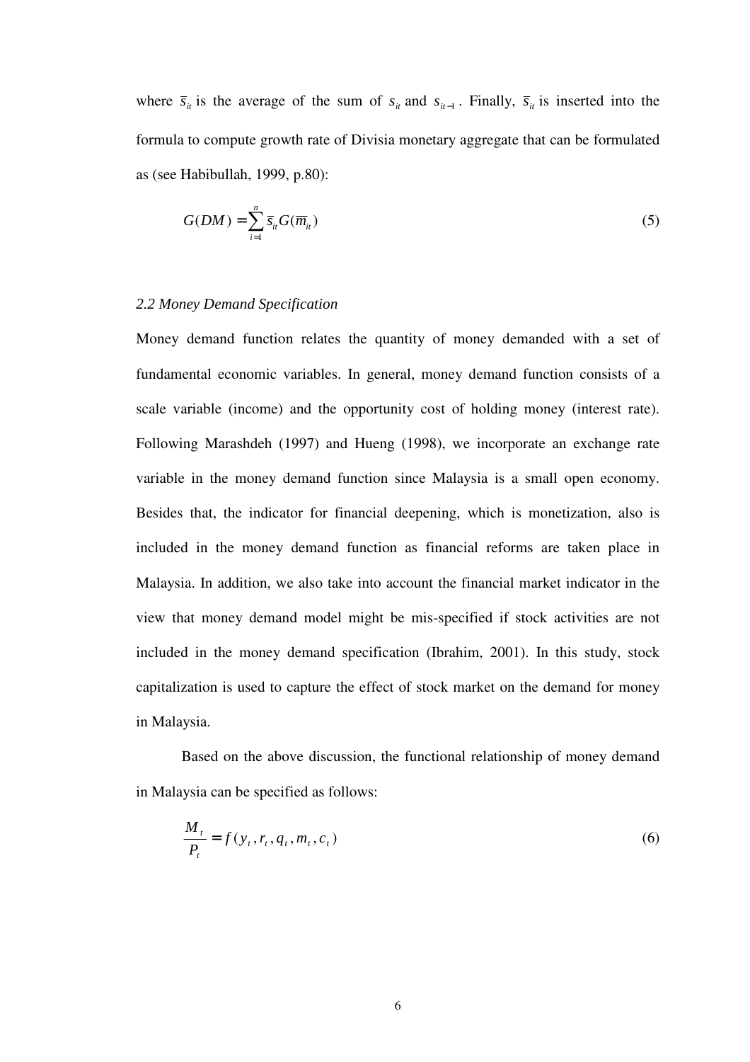where $\bar{s}_{it}$ is the average of the sum of $s_{it}$ and $s_{it-1}$. Finally, $\bar{s}_{it}$ is inserted into the formula to compute growth rate of Divisia monetary aggregate that can be formulated as (see Habibullah, 1999, p.80):

$$G(DM) = \sum_{i=1}^{n} \bar{s}_{it} G(\overline{m}_{it}) \tag{5}$$

### *2.2 Money Demand Specification*

Money demand function relates the quantity of money demanded with a set of fundamental economic variables. In general, money demand function consists of a scale variable (income) and the opportunity cost of holding money (interest rate). Following Marashdeh (1997) and Hueng (1998), we incorporate an exchange rate variable in the money demand function since Malaysia is a small open economy. Besides that, the indicator for financial deepening, which is monetization, also is included in the money demand function as financial reforms are taken place in Malaysia. In addition, we also take into account the financial market indicator in the view that money demand model might be mis-specified if stock activities are not included in the money demand specification (Ibrahim, 2001). In this study, stock capitalization is used to capture the effect of stock market on the demand for money in Malaysia.

Based on the above discussion, the functional relationship of money demand in Malaysia can be specified as follows:

$$\frac{M_t}{P_t} = f(y_t, r_t, q_t, m_t, c_t) \tag{6}$$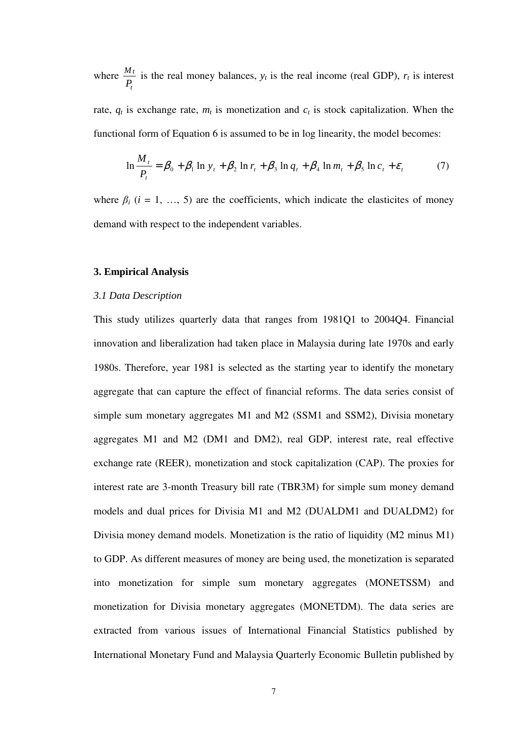where $\frac{M_t}{P_t}$ is the real money balances, $y_t$ is the real income (real GDP), $r_t$ is interest rate, $q_t$ is exchange rate, $m_t$ is monetization and $c_t$ is stock capitalization. When the functional form of Equation 6 is assumed to be in log linearity, the model becomes:

$$\ln \frac{M_t}{P_t} = \beta_0 + \beta_1 \ln y_t + \beta_2 \ln r_t + \beta_3 \ln q_t + \beta_4 \ln m_t + \beta_5 \ln c_t + \varepsilon_t \qquad (7)$$

where $\beta_i$ ($i$ = 1, …, 5) are the coefficients, which indicate the elasticites of money demand with respect to the independent variables.

### 3. Empirical Analysis

*3.1 Data Description*

This study utilizes quarterly data that ranges from 1981Q1 to 2004Q4. Financial innovation and liberalization had taken place in Malaysia during late 1970s and early 1980s. Therefore, year 1981 is selected as the starting year to identify the monetary aggregate that can capture the effect of financial reforms. The data series consist of simple sum monetary aggregates M1 and M2 (SSM1 and SSM2), Divisia monetary aggregates M1 and M2 (DM1 and DM2), real GDP, interest rate, real effective exchange rate (REER), monetization and stock capitalization (CAP). The proxies for interest rate are 3-month Treasury bill rate (TBR3M) for simple sum money demand models and dual prices for Divisia M1 and M2 (DUALDM1 and DUALDM2) for Divisia money demand models. Monetization is the ratio of liquidity (M2 minus M1) to GDP. As different measures of money are being used, the monetization is separated into monetization for simple sum monetary aggregates (MONETSSM) and monetization for Divisia monetary aggregates (MONETDM). The data series are extracted from various issues of International Financial Statistics published by International Monetary Fund and Malaysia Quarterly Economic Bulletin published by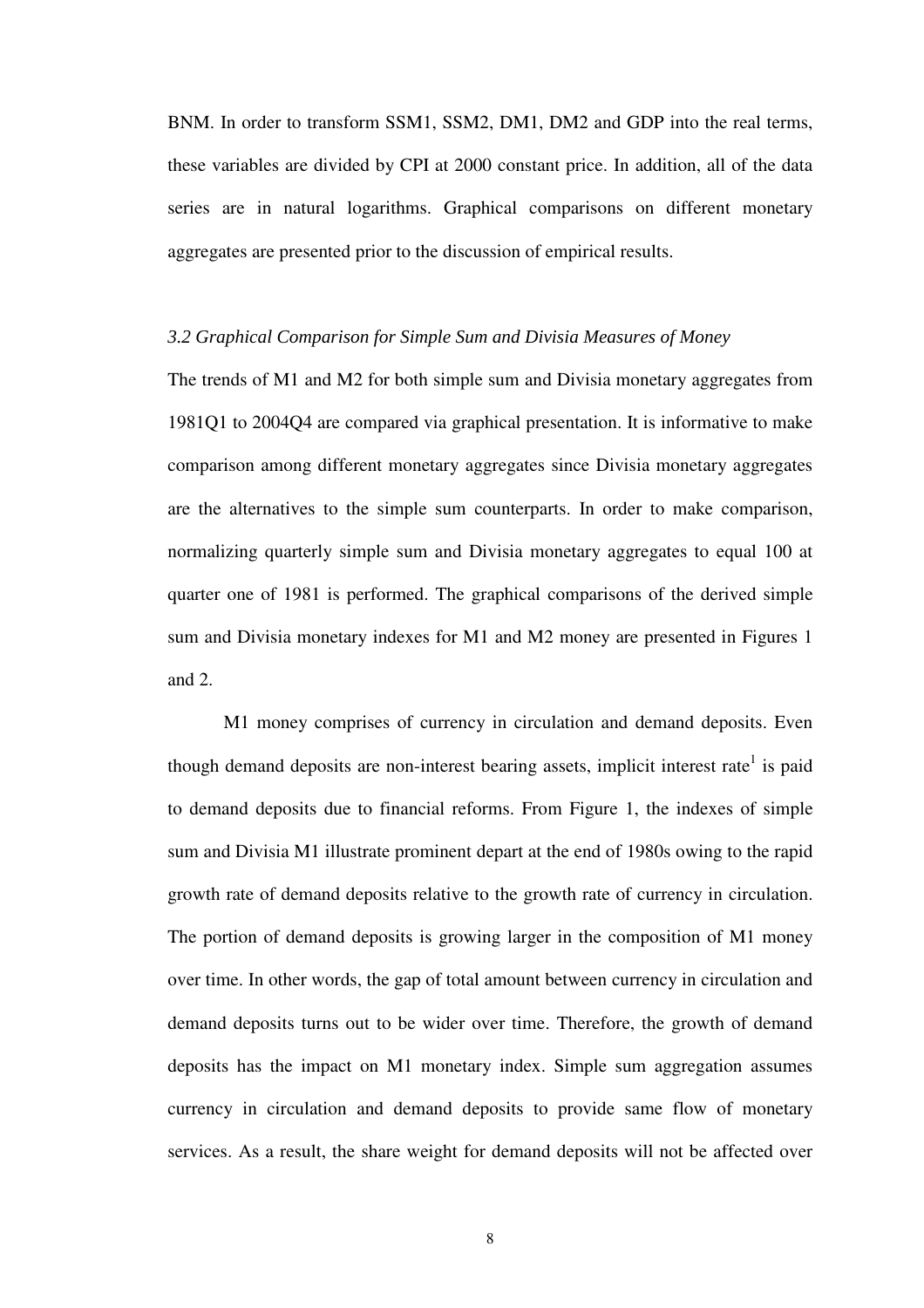BNM. In order to transform SSM1, SSM2, DM1, DM2 and GDP into the real terms, these variables are divided by CPI at 2000 constant price. In addition, all of the data series are in natural logarithms. Graphical comparisons on different monetary aggregates are presented prior to the discussion of empirical results.

### *3.2 Graphical Comparison for Simple Sum and Divisia Measures of Money*

The trends of M1 and M2 for both simple sum and Divisia monetary aggregates from 1981Q1 to 2004Q4 are compared via graphical presentation. It is informative to make comparison among different monetary aggregates since Divisia monetary aggregates are the alternatives to the simple sum counterparts. In order to make comparison, normalizing quarterly simple sum and Divisia monetary aggregates to equal 100 at quarter one of 1981 is performed. The graphical comparisons of the derived simple sum and Divisia monetary indexes for M1 and M2 money are presented in Figures 1 and 2.

M1 money comprises of currency in circulation and demand deposits. Even though demand deposits are non-interest bearing assets, implicit interest rate[1] is paid to demand deposits due to financial reforms. From Figure 1, the indexes of simple sum and Divisia M1 illustrate prominent depart at the end of 1980s owing to the rapid growth rate of demand deposits relative to the growth rate of currency in circulation. The portion of demand deposits is growing larger in the composition of M1 money over time. In other words, the gap of total amount between currency in circulation and demand deposits turns out to be wider over time. Therefore, the growth of demand deposits has the impact on M1 monetary index. Simple sum aggregation assumes currency in circulation and demand deposits to provide same flow of monetary services. As a result, the share weight for demand deposits will not be affected over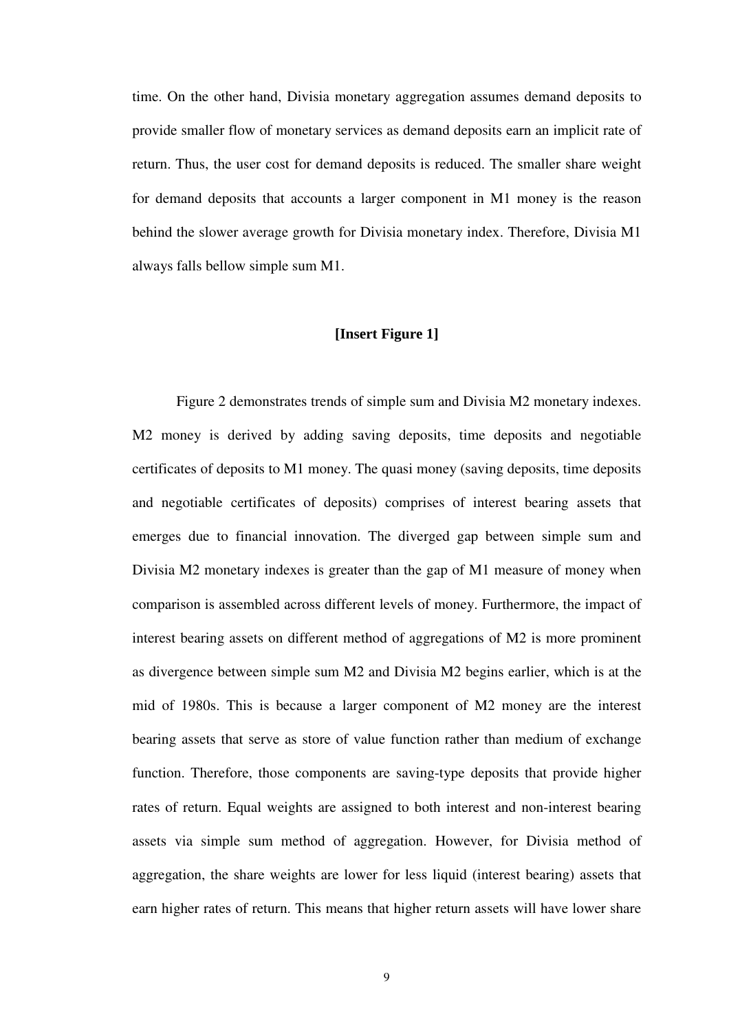time. On the other hand, Divisia monetary aggregation assumes demand deposits to provide smaller flow of monetary services as demand deposits earn an implicit rate of return. Thus, the user cost for demand deposits is reduced. The smaller share weight for demand deposits that accounts a larger component in M1 money is the reason behind the slower average growth for Divisia monetary index. Therefore, Divisia M1 always falls bellow simple sum M1.

**[Insert Figure 1]**

Figure 2 demonstrates trends of simple sum and Divisia M2 monetary indexes. M2 money is derived by adding saving deposits, time deposits and negotiable certificates of deposits to M1 money. The quasi money (saving deposits, time deposits and negotiable certificates of deposits) comprises of interest bearing assets that emerges due to financial innovation. The diverged gap between simple sum and Divisia M2 monetary indexes is greater than the gap of M1 measure of money when comparison is assembled across different levels of money. Furthermore, the impact of interest bearing assets on different method of aggregations of M2 is more prominent as divergence between simple sum M2 and Divisia M2 begins earlier, which is at the mid of 1980s. This is because a larger component of M2 money are the interest bearing assets that serve as store of value function rather than medium of exchange function. Therefore, those components are saving-type deposits that provide higher rates of return. Equal weights are assigned to both interest and non-interest bearing assets via simple sum method of aggregation. However, for Divisia method of aggregation, the share weights are lower for less liquid (interest bearing) assets that earn higher rates of return. This means that higher return assets will have lower share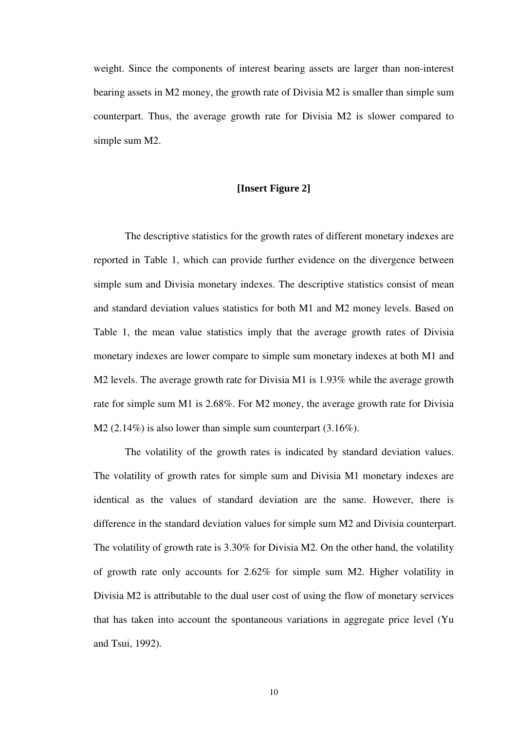weight. Since the components of interest bearing assets are larger than non-interest bearing assets in M2 money, the growth rate of Divisia M2 is smaller than simple sum counterpart. Thus, the average growth rate for Divisia M2 is slower compared to simple sum M2.

**[Insert Figure 2]**

The descriptive statistics for the growth rates of different monetary indexes are reported in Table 1, which can provide further evidence on the divergence between simple sum and Divisia monetary indexes. The descriptive statistics consist of mean and standard deviation values statistics for both M1 and M2 money levels. Based on Table 1, the mean value statistics imply that the average growth rates of Divisia monetary indexes are lower compare to simple sum monetary indexes at both M1 and M2 levels. The average growth rate for Divisia M1 is 1.93% while the average growth rate for simple sum M1 is 2.68%. For M2 money, the average growth rate for Divisia M2 (2.14%) is also lower than simple sum counterpart (3.16%).

The volatility of the growth rates is indicated by standard deviation values. The volatility of growth rates for simple sum and Divisia M1 monetary indexes are identical as the values of standard deviation are the same. However, there is difference in the standard deviation values for simple sum M2 and Divisia counterpart. The volatility of growth rate is 3.30% for Divisia M2. On the other hand, the volatility of growth rate only accounts for 2.62% for simple sum M2. Higher volatility in Divisia M2 is attributable to the dual user cost of using the flow of monetary services that has taken into account the spontaneous variations in aggregate price level (Yu and Tsui, 1992).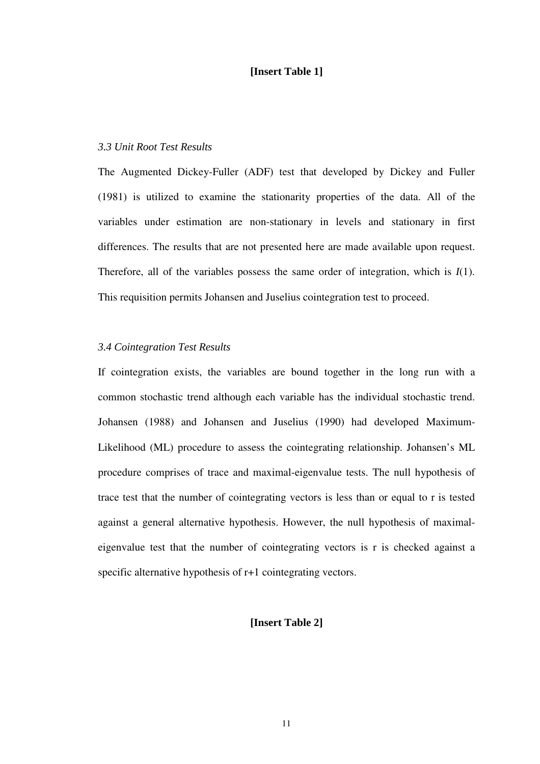**[Insert Table 1]**

### *3.3 Unit Root Test Results*

The Augmented Dickey-Fuller (ADF) test that developed by Dickey and Fuller (1981) is utilized to examine the stationarity properties of the data. All of the variables under estimation are non-stationary in levels and stationary in first differences. The results that are not presented here are made available upon request. Therefore, all of the variables possess the same order of integration, which is $I(1)$. This requisition permits Johansen and Juselius cointegration test to proceed.

### *3.4 Cointegration Test Results*

If cointegration exists, the variables are bound together in the long run with a common stochastic trend although each variable has the individual stochastic trend. Johansen (1988) and Johansen and Juselius (1990) had developed Maximum-Likelihood (ML) procedure to assess the cointegrating relationship. Johansen's ML procedure comprises of trace and maximal-eigenvalue tests. The null hypothesis of trace test that the number of cointegrating vectors is less than or equal to r is tested against a general alternative hypothesis. However, the null hypothesis of maximal-eigenvalue test that the number of cointegrating vectors is r is checked against a specific alternative hypothesis of r+1 cointegrating vectors.

**[Insert Table 2]**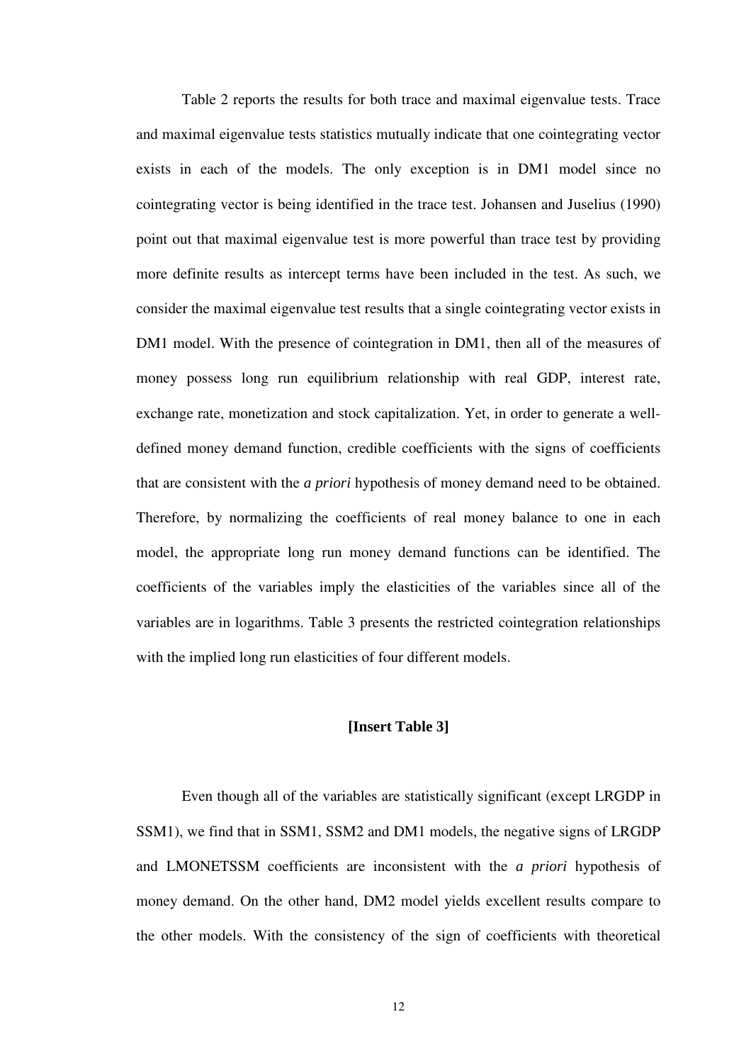Table 2 reports the results for both trace and maximal eigenvalue tests. Trace and maximal eigenvalue tests statistics mutually indicate that one cointegrating vector exists in each of the models. The only exception is in DM1 model since no cointegrating vector is being identified in the trace test. Johansen and Juselius (1990) point out that maximal eigenvalue test is more powerful than trace test by providing more definite results as intercept terms have been included in the test. As such, we consider the maximal eigenvalue test results that a single cointegrating vector exists in DM1 model. With the presence of cointegration in DM1, then all of the measures of money possess long run equilibrium relationship with real GDP, interest rate, exchange rate, monetization and stock capitalization. Yet, in order to generate a well-defined money demand function, credible coefficients with the signs of coefficients that are consistent with the *a priori* hypothesis of money demand need to be obtained. Therefore, by normalizing the coefficients of real money balance to one in each model, the appropriate long run money demand functions can be identified. The coefficients of the variables imply the elasticities of the variables since all of the variables are in logarithms. Table 3 presents the restricted cointegration relationships with the implied long run elasticities of four different models.

**[Insert Table 3]**

Even though all of the variables are statistically significant (except LRGDP in SSM1), we find that in SSM1, SSM2 and DM1 models, the negative signs of LRGDP and LMONETSSM coefficients are inconsistent with the *a priori* hypothesis of money demand. On the other hand, DM2 model yields excellent results compare to the other models. With the consistency of the sign of coefficients with theoretical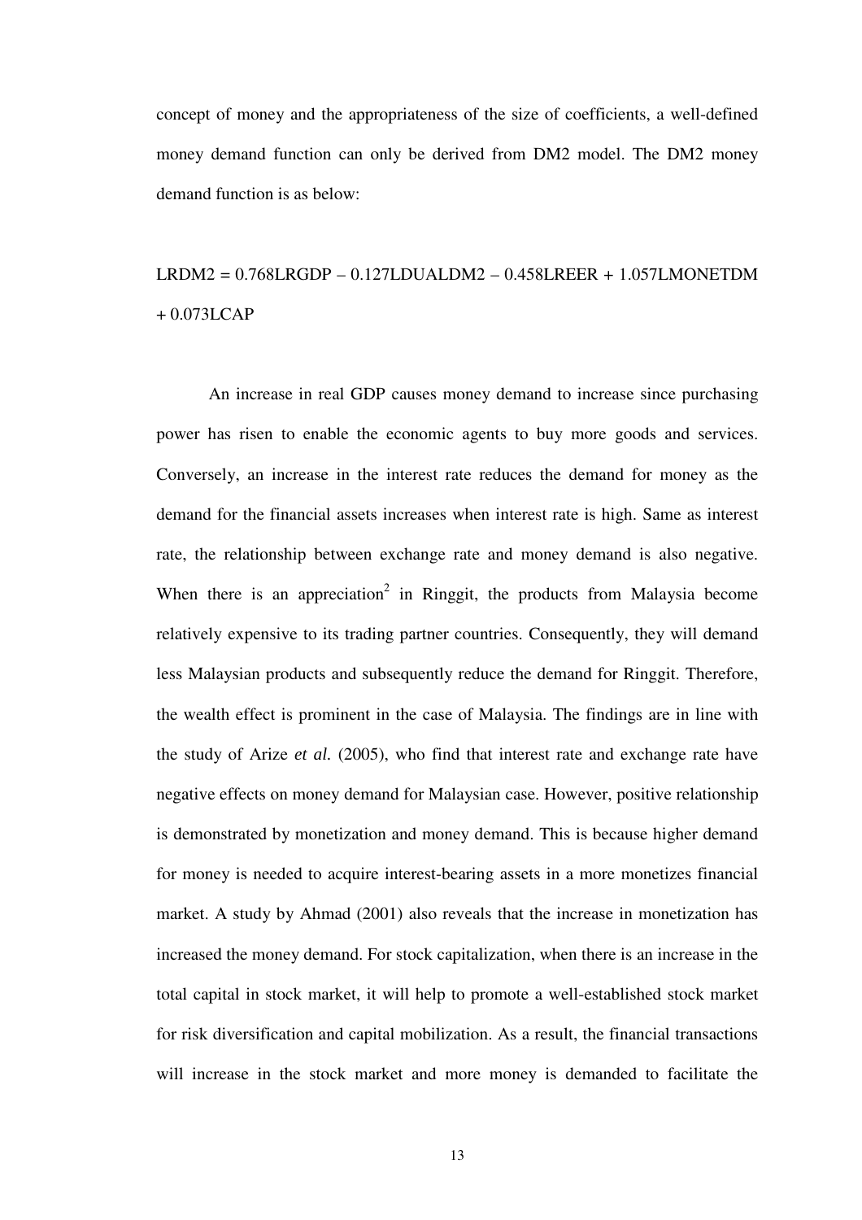concept of money and the appropriateness of the size of coefficients, a well-defined money demand function can only be derived from DM2 model. The DM2 money demand function is as below:

LRDM2 = 0.768LRGDP – 0.127LDUALDM2 – 0.458LREER + 1.057LMONETDM + 0.073LCAP

An increase in real GDP causes money demand to increase since purchasing power has risen to enable the economic agents to buy more goods and services. Conversely, an increase in the interest rate reduces the demand for money as the demand for the financial assets increases when interest rate is high. Same as interest rate, the relationship between exchange rate and money demand is also negative. When there is an appreciation[2] in Ringgit, the products from Malaysia become relatively expensive to its trading partner countries. Consequently, they will demand less Malaysian products and subsequently reduce the demand for Ringgit. Therefore, the wealth effect is prominent in the case of Malaysia. The findings are in line with the study of Arize *et al.* (2005), who find that interest rate and exchange rate have negative effects on money demand for Malaysian case. However, positive relationship is demonstrated by monetization and money demand. This is because higher demand for money is needed to acquire interest-bearing assets in a more monetizes financial market. A study by Ahmad (2001) also reveals that the increase in monetization has increased the money demand. For stock capitalization, when there is an increase in the total capital in stock market, it will help to promote a well-established stock market for risk diversification and capital mobilization. As a result, the financial transactions will increase in the stock market and more money is demanded to facilitate the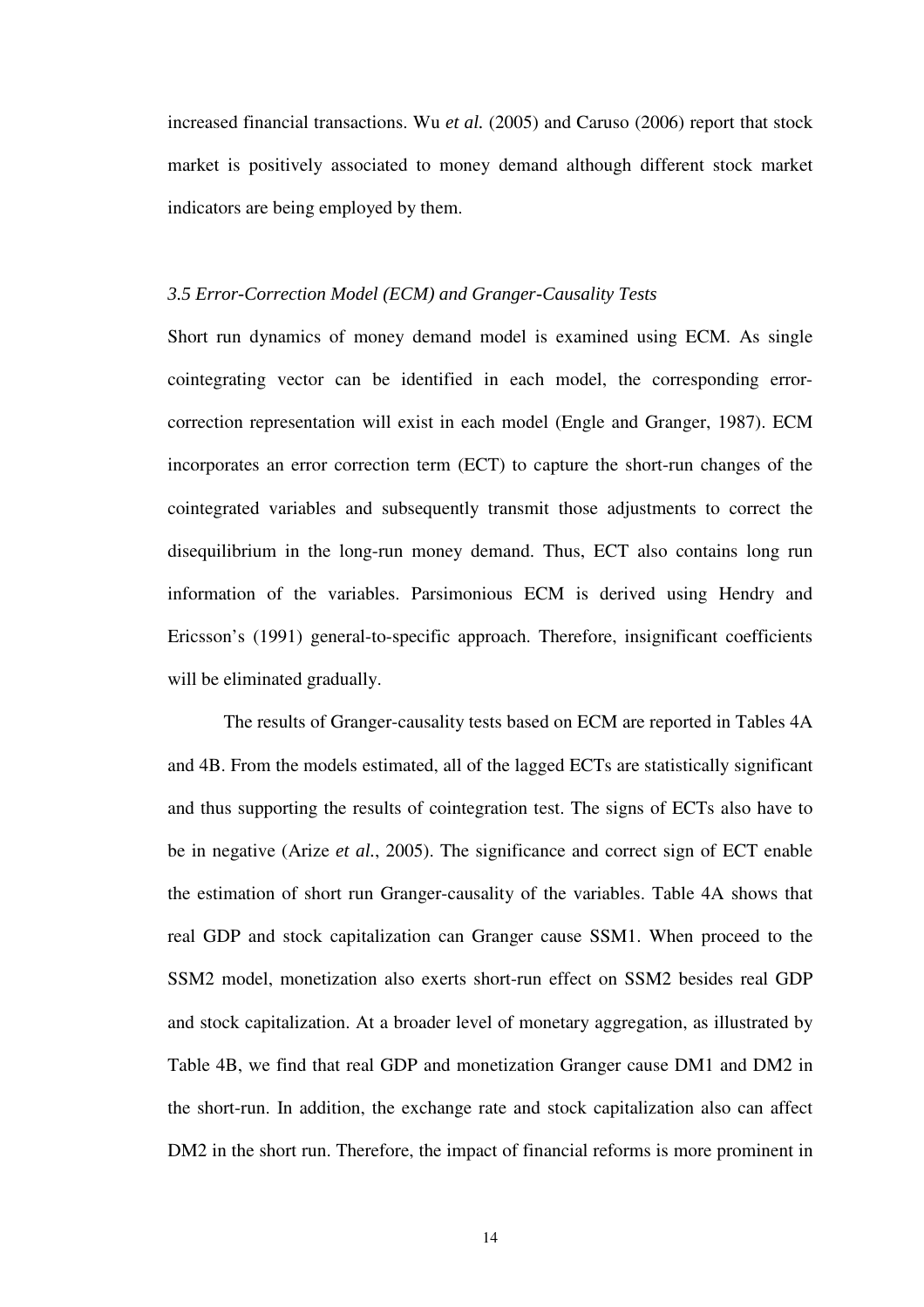increased financial transactions. Wu *et al.* (2005) and Caruso (2006) report that stock market is positively associated to money demand although different stock market indicators are being employed by them.

### *3.5 Error-Correction Model (ECM) and Granger-Causality Tests*

Short run dynamics of money demand model is examined using ECM. As single cointegrating vector can be identified in each model, the corresponding error-correction representation will exist in each model (Engle and Granger, 1987). ECM incorporates an error correction term (ECT) to capture the short-run changes of the cointegrated variables and subsequently transmit those adjustments to correct the disequilibrium in the long-run money demand. Thus, ECT also contains long run information of the variables. Parsimonious ECM is derived using Hendry and Ericsson's (1991) general-to-specific approach. Therefore, insignificant coefficients will be eliminated gradually.

The results of Granger-causality tests based on ECM are reported in Tables 4A and 4B. From the models estimated, all of the lagged ECTs are statistically significant and thus supporting the results of cointegration test. The signs of ECTs also have to be in negative (Arize *et al.*, 2005). The significance and correct sign of ECT enable the estimation of short run Granger-causality of the variables. Table 4A shows that real GDP and stock capitalization can Granger cause SSM1. When proceed to the SSM2 model, monetization also exerts short-run effect on SSM2 besides real GDP and stock capitalization. At a broader level of monetary aggregation, as illustrated by Table 4B, we find that real GDP and monetization Granger cause DM1 and DM2 in the short-run. In addition, the exchange rate and stock capitalization also can affect DM2 in the short run. Therefore, the impact of financial reforms is more prominent in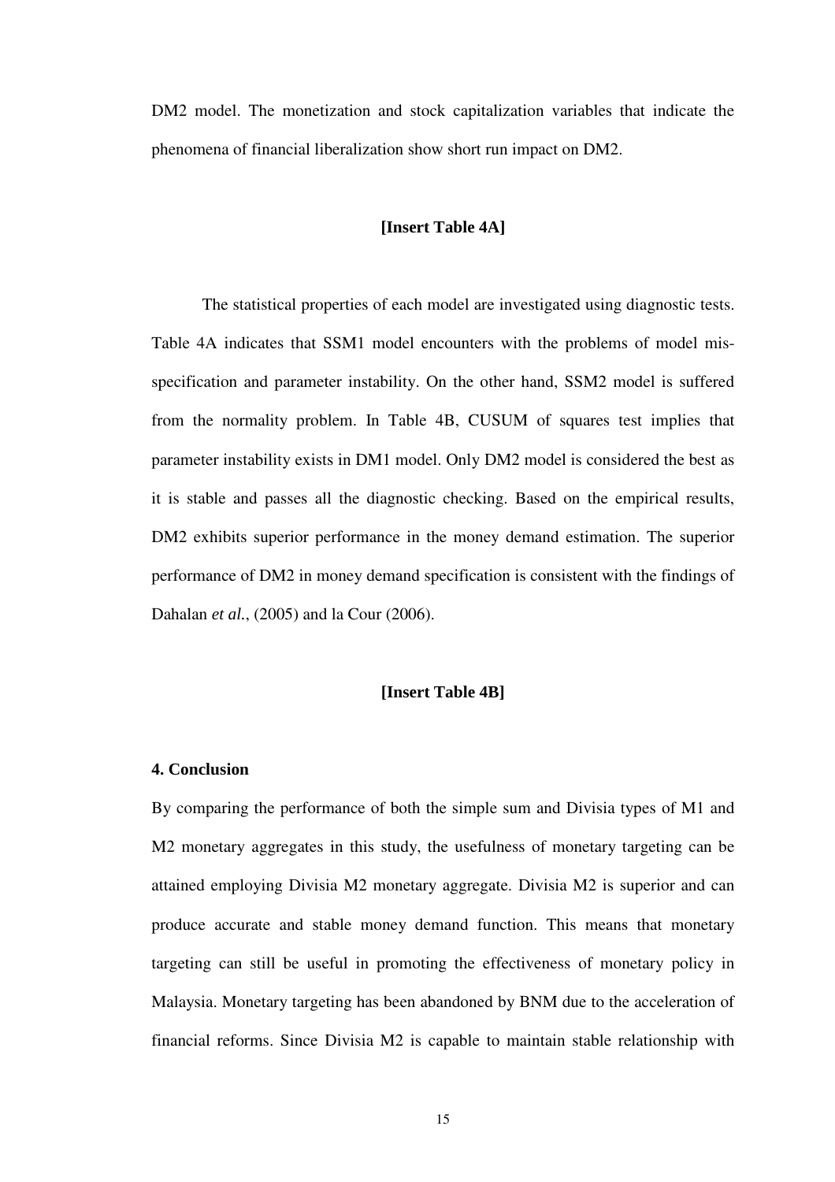DM2 model. The monetization and stock capitalization variables that indicate the phenomena of financial liberalization show short run impact on DM2.

**[Insert Table 4A]**

The statistical properties of each model are investigated using diagnostic tests. Table 4A indicates that SSM1 model encounters with the problems of model mis-specification and parameter instability. On the other hand, SSM2 model is suffered from the normality problem. In Table 4B, CUSUM of squares test implies that parameter instability exists in DM1 model. Only DM2 model is considered the best as it is stable and passes all the diagnostic checking. Based on the empirical results, DM2 exhibits superior performance in the money demand estimation. The superior performance of DM2 in money demand specification is consistent with the findings of Dahalan *et al.*, (2005) and la Cour (2006).

**[Insert Table 4B]**

## 4. Conclusion

By comparing the performance of both the simple sum and Divisia types of M1 and M2 monetary aggregates in this study, the usefulness of monetary targeting can be attained employing Divisia M2 monetary aggregate. Divisia M2 is superior and can produce accurate and stable money demand function. This means that monetary targeting can still be useful in promoting the effectiveness of monetary policy in Malaysia. Monetary targeting has been abandoned by BNM due to the acceleration of financial reforms. Since Divisia M2 is capable to maintain stable relationship with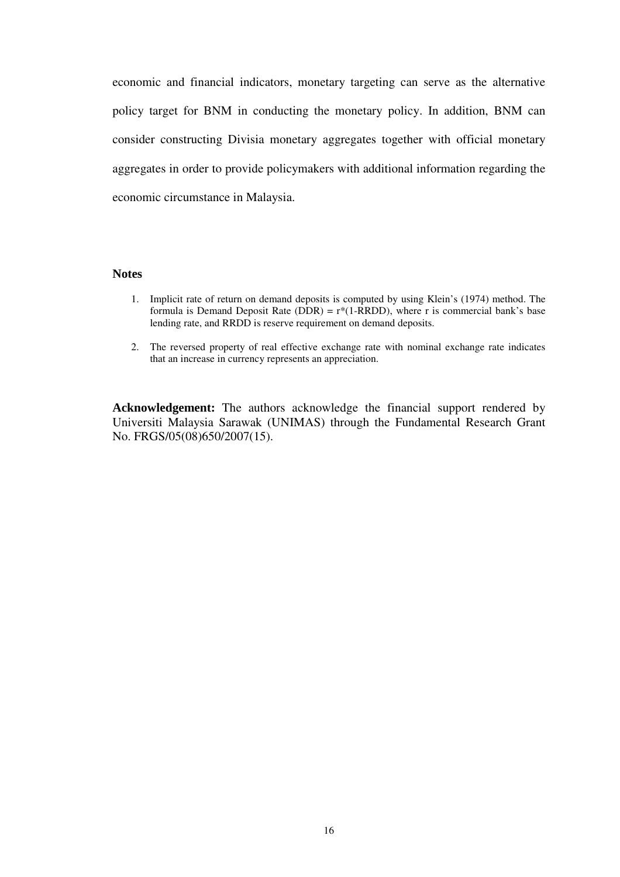economic and financial indicators, monetary targeting can serve as the alternative policy target for BNM in conducting the monetary policy. In addition, BNM can consider constructing Divisia monetary aggregates together with official monetary aggregates in order to provide policymakers with additional information regarding the economic circumstance in Malaysia.

**Notes**

1. Implicit rate of return on demand deposits is computed by using Klein's (1974) method. The formula is Demand Deposit Rate (DDR) = r*(1-RRDD), where r is commercial bank's base lending rate, and RRDD is reserve requirement on demand deposits.

2. The reversed property of real effective exchange rate with nominal exchange rate indicates that an increase in currency represents an appreciation.

**Acknowledgement:** The authors acknowledge the financial support rendered by Universiti Malaysia Sarawak (UNIMAS) through the Fundamental Research Grant No. FRGS/05(08)650/2007(15).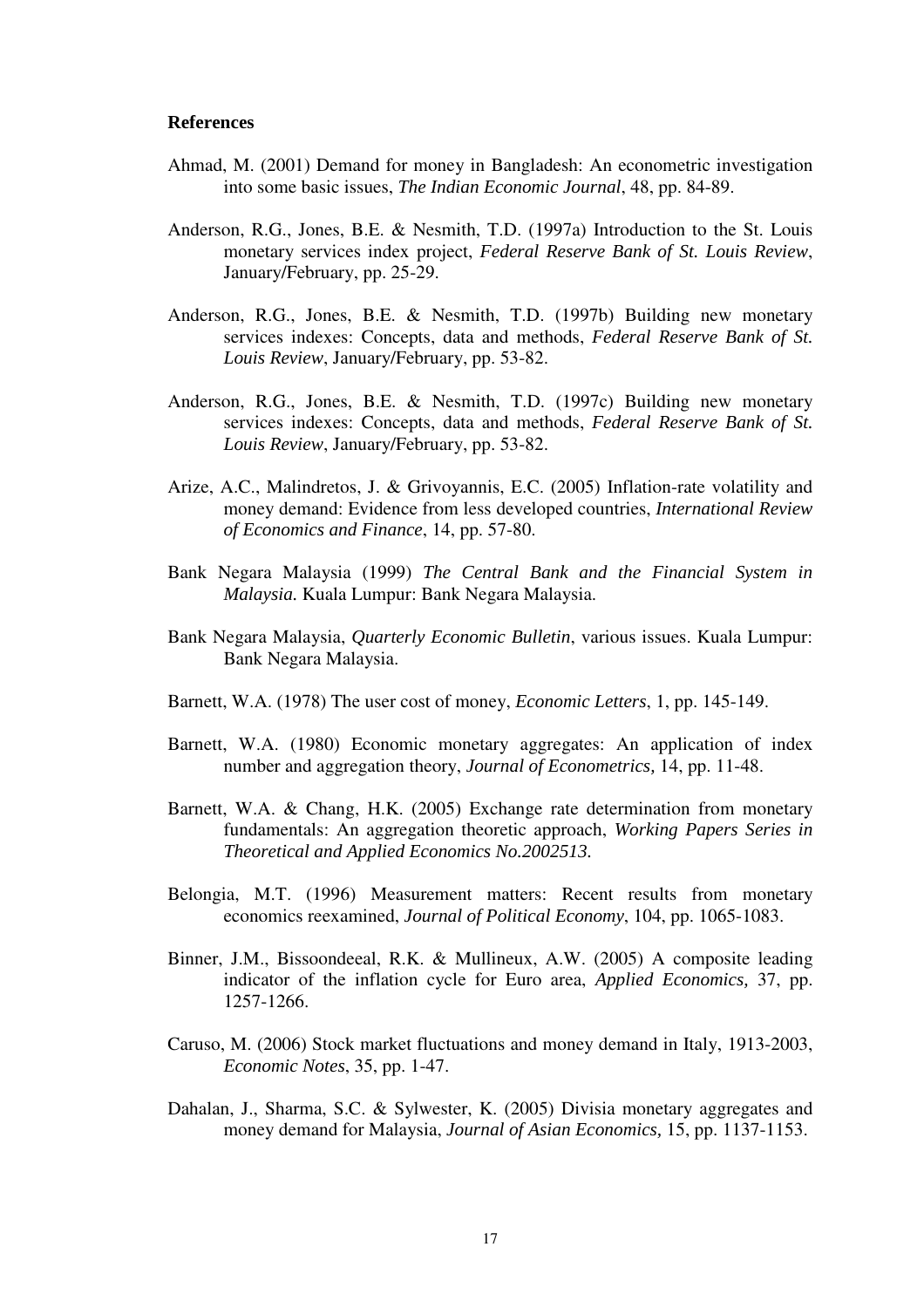## References

Ahmad, M. (2001) Demand for money in Bangladesh: An econometric investigation into some basic issues, *The Indian Economic Journal*, 48, pp. 84-89.

Anderson, R.G., Jones, B.E. & Nesmith, T.D. (1997a) Introduction to the St. Louis monetary services index project, *Federal Reserve Bank of St. Louis Review*, January/February, pp. 25-29.

Anderson, R.G., Jones, B.E. & Nesmith, T.D. (1997b) Building new monetary services indexes: Concepts, data and methods, *Federal Reserve Bank of St. Louis Review*, January/February, pp. 53-82.

Anderson, R.G., Jones, B.E. & Nesmith, T.D. (1997c) Building new monetary services indexes: Concepts, data and methods, *Federal Reserve Bank of St. Louis Review*, January/February, pp. 53-82.

Arize, A.C., Malindretos, J. & Grivoyannis, E.C. (2005) Inflation-rate volatility and money demand: Evidence from less developed countries, *International Review of Economics and Finance*, 14, pp. 57-80.

Bank Negara Malaysia (1999) *The Central Bank and the Financial System in Malaysia.* Kuala Lumpur: Bank Negara Malaysia.

Bank Negara Malaysia, *Quarterly Economic Bulletin*, various issues. Kuala Lumpur: Bank Negara Malaysia.

Barnett, W.A. (1978) The user cost of money, *Economic Letters*, 1, pp. 145-149.

Barnett, W.A. (1980) Economic monetary aggregates: An application of index number and aggregation theory, *Journal of Econometrics,* 14, pp. 11-48.

Barnett, W.A. & Chang, H.K. (2005) Exchange rate determination from monetary fundamentals: An aggregation theoretic approach, *Working Papers Series in Theoretical and Applied Economics No.2002513.*

Belongia, M.T. (1996) Measurement matters: Recent results from monetary economics reexamined, *Journal of Political Economy*, 104, pp. 1065-1083.

Binner, J.M., Bissoondeeal, R.K. & Mullineux, A.W. (2005) A composite leading indicator of the inflation cycle for Euro area, *Applied Economics,* 37, pp. 1257-1266.

Caruso, M. (2006) Stock market fluctuations and money demand in Italy, 1913-2003, *Economic Notes*, 35, pp. 1-47.

Dahalan, J., Sharma, S.C. & Sylwester, K. (2005) Divisia monetary aggregates and money demand for Malaysia, *Journal of Asian Economics,* 15, pp. 1137-1153.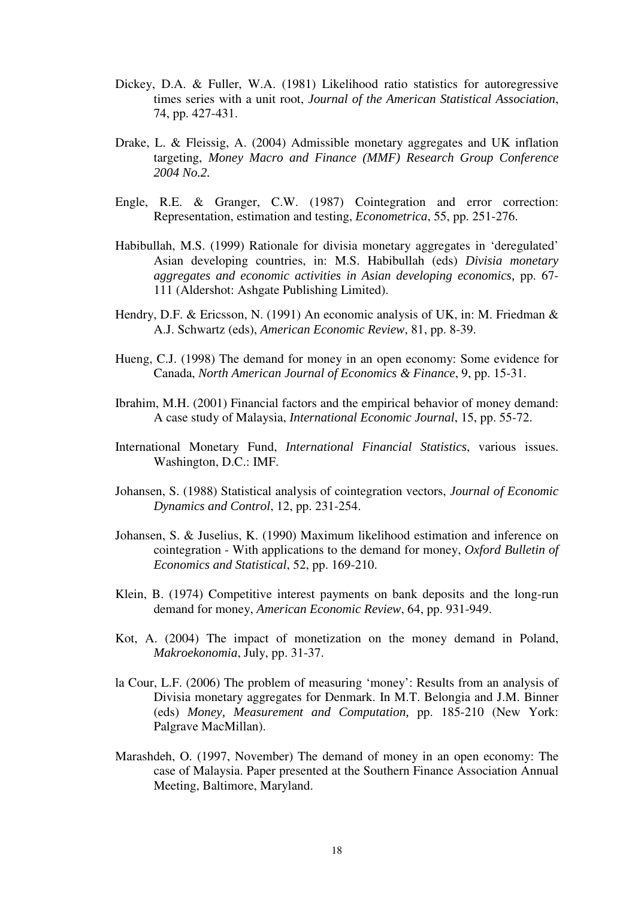Dickey, D.A. & Fuller, W.A. (1981) Likelihood ratio statistics for autoregressive times series with a unit root, *Journal of the American Statistical Association*, 74, pp. 427-431.

Drake, L. & Fleissig, A. (2004) Admissible monetary aggregates and UK inflation targeting, *Money Macro and Finance (MMF) Research Group Conference 2004 No.2.*

Engle, R.E. & Granger, C.W. (1987) Cointegration and error correction: Representation, estimation and testing, *Econometrica*, 55, pp. 251-276.

Habibullah, M.S. (1999) Rationale for divisia monetary aggregates in 'deregulated' Asian developing countries, in: M.S. Habibullah (eds) *Divisia monetary aggregates and economic activities in Asian developing economics,* pp. 67-111 (Aldershot: Ashgate Publishing Limited).

Hendry, D.F. & Ericsson, N. (1991) An economic analysis of UK, in: M. Friedman & A.J. Schwartz (eds), *American Economic Review*, 81, pp. 8-39.

Hueng, C.J. (1998) The demand for money in an open economy: Some evidence for Canada, *North American Journal of Economics & Finance*, 9, pp. 15-31.

Ibrahim, M.H. (2001) Financial factors and the empirical behavior of money demand: A case study of Malaysia, *International Economic Journal*, 15, pp. 55-72.

International Monetary Fund, *International Financial Statistics*, various issues. Washington, D.C.: IMF.

Johansen, S. (1988) Statistical analysis of cointegration vectors, *Journal of Economic Dynamics and Control*, 12, pp. 231-254.

Johansen, S. & Juselius, K. (1990) Maximum likelihood estimation and inference on cointegration - With applications to the demand for money, *Oxford Bulletin of Economics and Statistical*, 52, pp. 169-210.

Klein, B. (1974) Competitive interest payments on bank deposits and the long-run demand for money, *American Economic Review*, 64, pp. 931-949.

Kot, A. (2004) The impact of monetization on the money demand in Poland, *Makroekonomia*, July, pp. 31-37.

la Cour, L.F. (2006) The problem of measuring 'money': Results from an analysis of Divisia monetary aggregates for Denmark. In M.T. Belongia and J.M. Binner (eds) *Money, Measurement and Computation,* pp. 185-210 (New York: Palgrave MacMillan).

Marashdeh, O. (1997, November) The demand of money in an open economy: The case of Malaysia. Paper presented at the Southern Finance Association Annual Meeting, Baltimore, Maryland.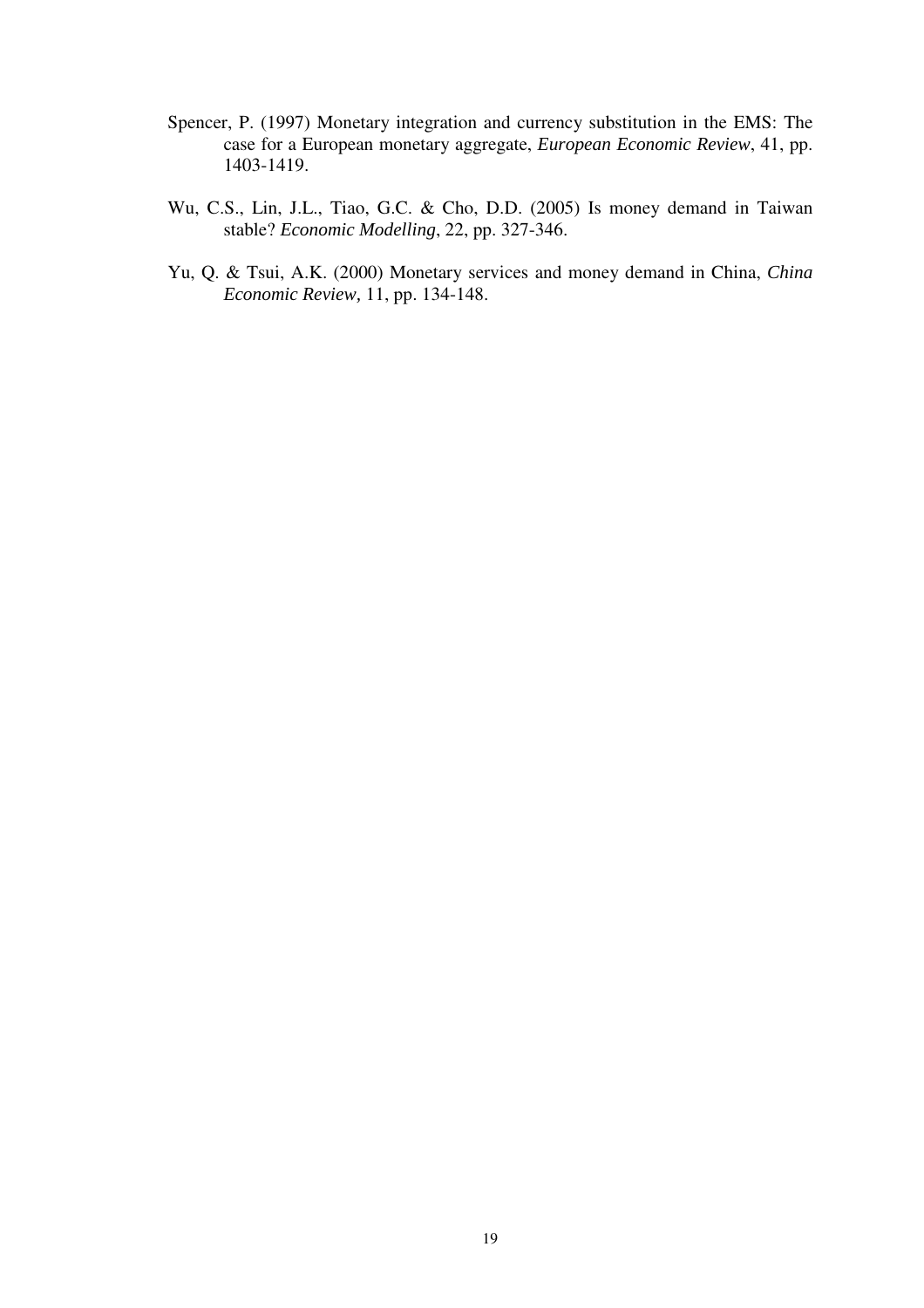Spencer, P. (1997) Monetary integration and currency substitution in the EMS: The case for a European monetary aggregate, *European Economic Review*, 41, pp. 1403-1419.

Wu, C.S., Lin, J.L., Tiao, G.C. & Cho, D.D. (2005) Is money demand in Taiwan stable? *Economic Modelling*, 22, pp. 327-346.

Yu, Q. & Tsui, A.K. (2000) Monetary services and money demand in China, *China Economic Review,* 11, pp. 134-148.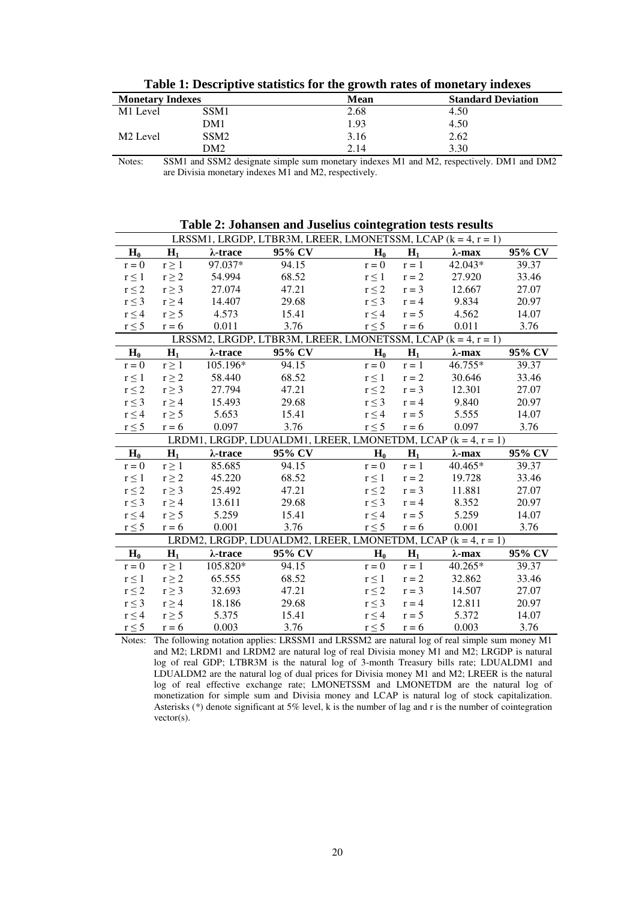**Table 1: Descriptive statistics for the growth rates of monetary indexes**

| Monetary Indexes | | Mean | Standard Deviation |
|---|---|---|---|
| M1 Level | SSM1 | 2.68 | 4.50 |
| | DM1 | 1.93 | 4.50 |
| M2 Level | SSM2 | 3.16 | 2.62 |
| | DM2 | 2.14 | 3.30 |

Notes: SSM1 and SSM2 designate simple sum monetary indexes M1 and M2, respectively. DM1 and DM2 are Divisia monetary indexes M1 and M2, respectively.

**Table 2: Johansen and Juselius cointegration tests results**

| LRSSM1, LRGDP, LTBR3M, LREER, LMONETSSM, LCAP ($k = 4$, $r = 1$) | | | | | | | |
|---|---|---|---|---|---|---|---|
| $H_0$ | $H_1$ | λ-trace | 95% CV | $H_0$ | $H_1$ | λ-max | 95% CV |
| $r = 0$ | $r \geq 1$ | 97.037* | 94.15 | $r = 0$ | $r = 1$ | 42.043* | 39.37 |
| $r \leq 1$ | $r \geq 2$ | 54.994 | 68.52 | $r \leq 1$ | $r = 2$ | 27.920 | 33.46 |
| $r \leq 2$ | $r \geq 3$ | 27.074 | 47.21 | $r \leq 2$ | $r = 3$ | 12.667 | 27.07 |
| $r \leq 3$ | $r \geq 4$ | 14.407 | 29.68 | $r \leq 3$ | $r = 4$ | 9.834 | 20.97 |
| $r \leq 4$ | $r \geq 5$ | 4.573 | 15.41 | $r \leq 4$ | $r = 5$ | 4.562 | 14.07 |
| $r \leq 5$ | $r = 6$ | 0.011 | 3.76 | $r \leq 5$ | $r = 6$ | 0.011 | 3.76 |
| **LRSSM2, LRGDP, LTBR3M, LREER, LMONETSSM, LCAP ($k = 4$, $r = 1$)** | | | | | | | |
| $H_0$ | $H_1$ | λ-trace | 95% CV | $H_0$ | $H_1$ | λ-max | 95% CV |
| $r = 0$ | $r \geq 1$ | 105.196* | 94.15 | $r = 0$ | $r = 1$ | 46.755* | 39.37 |
| $r \leq 1$ | $r \geq 2$ | 58.440 | 68.52 | $r \leq 1$ | $r = 2$ | 30.646 | 33.46 |
| $r \leq 2$ | $r \geq 3$ | 27.794 | 47.21 | $r \leq 2$ | $r = 3$ | 12.301 | 27.07 |
| $r \leq 3$ | $r \geq 4$ | 15.493 | 29.68 | $r \leq 3$ | $r = 4$ | 9.840 | 20.97 |
| $r \leq 4$ | $r \geq 5$ | 5.653 | 15.41 | $r \leq 4$ | $r = 5$ | 5.555 | 14.07 |
| $r \leq 5$ | $r = 6$ | 0.097 | 3.76 | $r \leq 5$ | $r = 6$ | 0.097 | 3.76 |
| **LRDM1, LRGDP, LDUALDM1, LREER, LMONETDM, LCAP ($k = 4$, $r = 1$)** | | | | | | | |
| $H_0$ | $H_1$ | λ-trace | 95% CV | $H_0$ | $H_1$ | λ-max | 95% CV |
| $r = 0$ | $r \geq 1$ | 85.685 | 94.15 | $r = 0$ | $r = 1$ | 40.465* | 39.37 |
| $r \leq 1$ | $r \geq 2$ | 45.220 | 68.52 | $r \leq 1$ | $r = 2$ | 19.728 | 33.46 |
| $r \leq 2$ | $r \geq 3$ | 25.492 | 47.21 | $r \leq 2$ | $r = 3$ | 11.881 | 27.07 |
| $r \leq 3$ | $r \geq 4$ | 13.611 | 29.68 | $r \leq 3$ | $r = 4$ | 8.352 | 20.97 |
| $r \leq 4$ | $r \geq 5$ | 5.259 | 15.41 | $r \leq 4$ | $r = 5$ | 5.259 | 14.07 |
| $r \leq 5$ | $r = 6$ | 0.001 | 3.76 | $r \leq 5$ | $r = 6$ | 0.001 | 3.76 |
| **LRDM2, LRGDP, LDUALDM2, LREER, LMONETDM, LCAP ($k = 4$, $r = 1$)** | | | | | | | |
| $H_0$ | $H_1$ | λ-trace | 95% CV | $H_0$ | $H_1$ | λ-max | 95% CV |
| $r = 0$ | $r \geq 1$ | 105.820* | 94.15 | $r = 0$ | $r = 1$ | 40.265* | 39.37 |
| $r \leq 1$ | $r \geq 2$ | 65.555 | 68.52 | $r \leq 1$ | $r = 2$ | 32.862 | 33.46 |
| $r \leq 2$ | $r \geq 3$ | 32.693 | 47.21 | $r \leq 2$ | $r = 3$ | 14.507 | 27.07 |
| $r \leq 3$ | $r \geq 4$ | 18.186 | 29.68 | $r \leq 3$ | $r = 4$ | 12.811 | 20.97 |
| $r \leq 4$ | $r \geq 5$ | 5.375 | 15.41 | $r \leq 4$ | $r = 5$ | 5.372 | 14.07 |
| $r \leq 5$ | $r = 6$ | 0.003 | 3.76 | $r \leq 5$ | $r = 6$ | 0.003 | 3.76 |

Notes: The following notation applies: LRSSM1 and LRSSM2 are natural log of real simple sum money M1 and M2; LRDM1 and LRDM2 are natural log of real Divisia money M1 and M2; LRGDP is natural log of real GDP; LTBR3M is the natural log of 3-month Treasury bills rate; LDUALDM1 and LDUALDM2 are the natural log of dual prices for Divisia money M1 and M2; LREER is the natural log of real effective exchange rate; LMONETSSM and LMONETDM are the natural log of monetization for simple sum and Divisia money and LCAP is natural log of stock capitalization. Asterisks (*) denote significant at 5% level, k is the number of lag and r is the number of cointegration vector(s).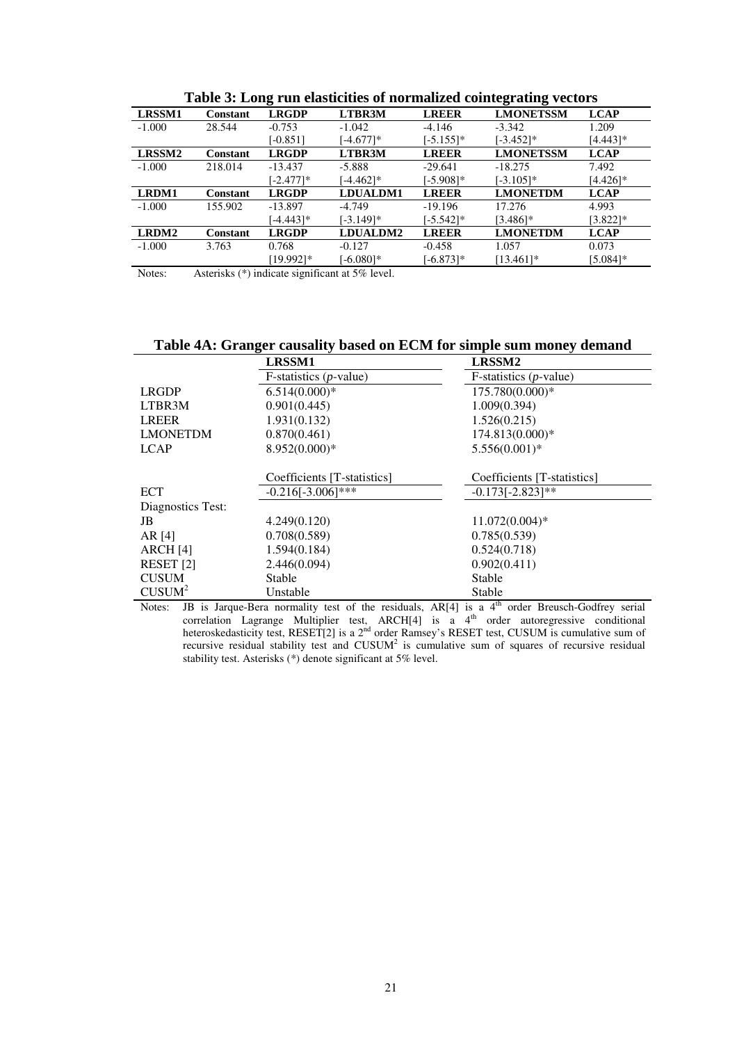**Table 3: Long run elasticities of normalized cointegrating vectors**

| LRSSM1 | Constant | LRGDP | LTBR3M | LREER | LMONETSSM | LCAP |
|---|---|---|---|---|---|---|
| -1.000 | 28.544 | -0.753 | -1.042 | -4.146 | -3.342 | 1.209 |
| | | [-0.851] | [-4.677]* | [-5.155]* | [-3.452]* | [4.443]* |
| **LRSSM2** | **Constant** | **LRGDP** | **LTBR3M** | **LREER** | **LMONETSSM** | **LCAP** |
| -1.000 | 218.014 | -13.437 | -5.888 | -29.641 | -18.275 | 7.492 |
| | | [-2.477]* | [-4.462]* | [-5.908]* | [-3.105]* | [4.426]* |
| **LRDM1** | **Constant** | **LRGDP** | **LDUALDM1** | **LREER** | **LMONETDM** | **LCAP** |
| -1.000 | 155.902 | -13.897 | -4.749 | -19.196 | 17.276 | 4.993 |
| | | [-4.443]* | [-3.149]* | [-5.542]* | [3.486]* | [3.822]* |
| **LRDM2** | **Constant** | **LRGDP** | **LDUALDM2** | **LREER** | **LMONETDM** | **LCAP** |
| -1.000 | 3.763 | 0.768 | -0.127 | -0.458 | 1.057 | 0.073 |
| | | [19.992]* | [-6.080]* | [-6.873]* | [13.461]* | [5.084]* |

Notes: Asterisks (*) indicate significant at 5% level.

**Table 4A: Granger causality based on ECM for simple sum money demand**

| | LRSSM1 | LRSSM2 |
|---|---|---|
| | F-statistics (*p*-value) | F-statistics (*p*-value) |
| LRGDP | 6.514(0.000)* | 175.780(0.000)* |
| LTBR3M | 0.901(0.445) | 1.009(0.394) |
| LREER | 1.931(0.132) | 1.526(0.215) |
| LMONETDM | 0.870(0.461) | 174.813(0.000)* |
| LCAP | 8.952(0.000)* | 5.556(0.001)* |
| | Coefficients [T-statistics] | Coefficients [T-statistics] |
| ECT | -0.216[-3.006]*** | -0.173[-2.823]** |
| Diagnostics Test: | | |
| JB | 4.249(0.120) | 11.072(0.004)* |
| AR [4] | 0.708(0.589) | 0.785(0.539) |
| ARCH [4] | 1.594(0.184) | 0.524(0.718) |
| RESET [2] | 2.446(0.094) | 0.902(0.411) |
| CUSUM | Stable | Stable |
| $CUSUM^2$ | Unstable | Stable |

Notes: JB is Jarque-Bera normality test of the residuals, AR[4] is a 4th order Breusch-Godfrey serial correlation Lagrange Multiplier test, ARCH[4] is a 4th order autoregressive conditional heteroskedasticity test, RESET[2] is a 2nd order Ramsey's RESET test, CUSUM is cumulative sum of recursive residual stability test and $CUSUM^2$ is cumulative sum of squares of recursive residual stability test. Asterisks (*) denote significant at 5% level.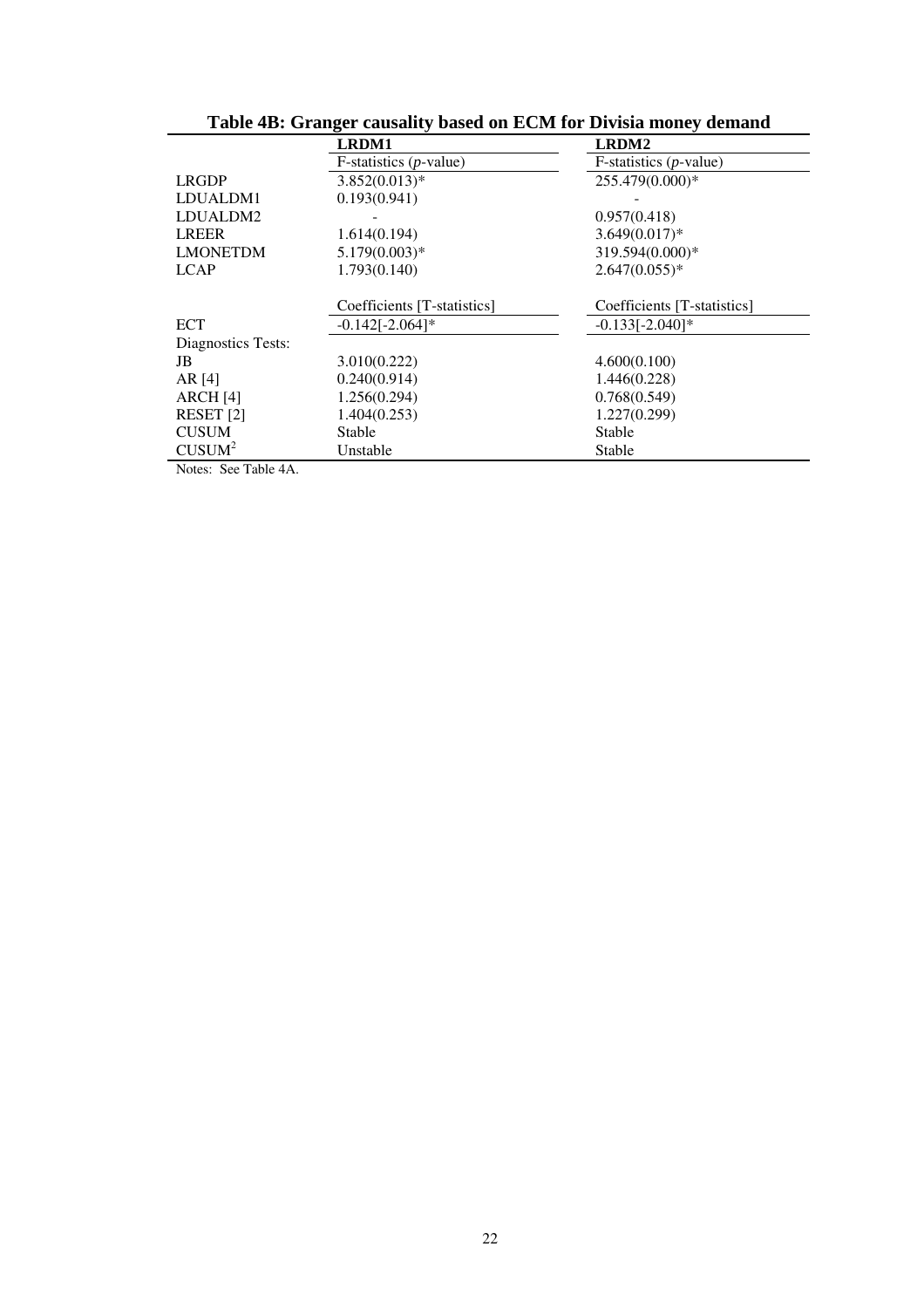**Table 4B: Granger causality based on ECM for Divisia money demand**

| | LRDM1 | LRDM2 |
|---|---|---|
| | F-statistics (*p*-value) | F-statistics (*p*-value) |
| LRGDP | 3.852(0.013)* | 255.479(0.000)* |
| LDUALDM1 | 0.193(0.941) | - |
| LDUALDM2 | - | 0.957(0.418) |
| LREER | 1.614(0.194) | 3.649(0.017)* |
| LMONETDM | 5.179(0.003)* | 319.594(0.000)* |
| LCAP | 1.793(0.140) | 2.647(0.055)* |
| | Coefficients [T-statistics] | Coefficients [T-statistics] |
| ECT | -0.142[-2.064]* | -0.133[-2.040]* |
| Diagnostics Tests: | | |
| JB | 3.010(0.222) | 4.600(0.100) |
| AR [4] | 0.240(0.914) | 1.446(0.228) |
| ARCH [4] | 1.256(0.294) | 0.768(0.549) |
| RESET [2] | 1.404(0.253) | 1.227(0.299) |
| CUSUM | Stable | Stable |
| $CUSUM^2$ | Unstable | Stable |

Notes: See Table 4A.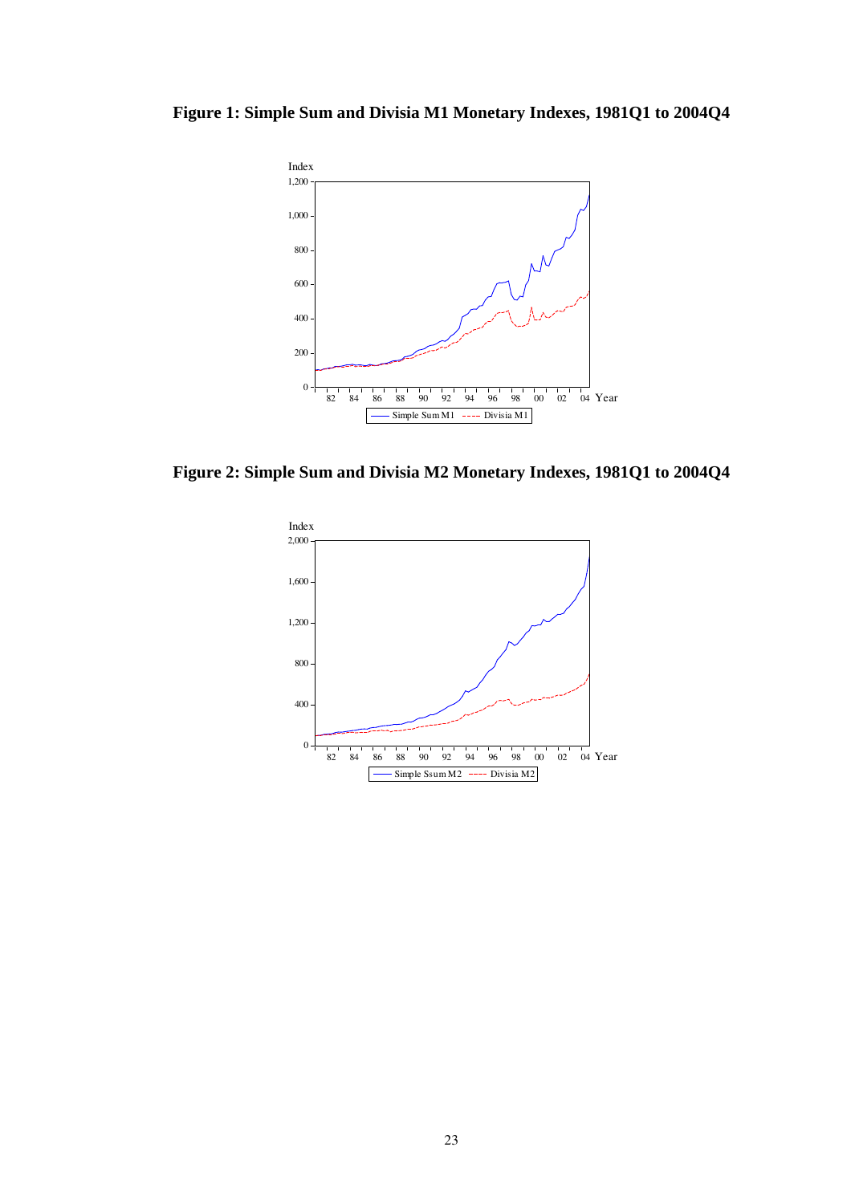**Figure 1: Simple Sum and Divisia M1 Monetary Indexes, 1981Q1 to 2004Q4**

Index

1,200
1,000
800
600
400
200
0

82 84 86 88 90 92 94 96 98 00 02 04 Year

Simple Sum M1 Divisia M1

**Figure 2: Simple Sum and Divisia M2 Monetary Indexes, 1981Q1 to 2004Q4**

Index

2,000
1,600
1,200
800
400
0

82 84 86 88 90 92 94 96 98 00 02 04 Year

Simple Ssum M2 Divisia M2